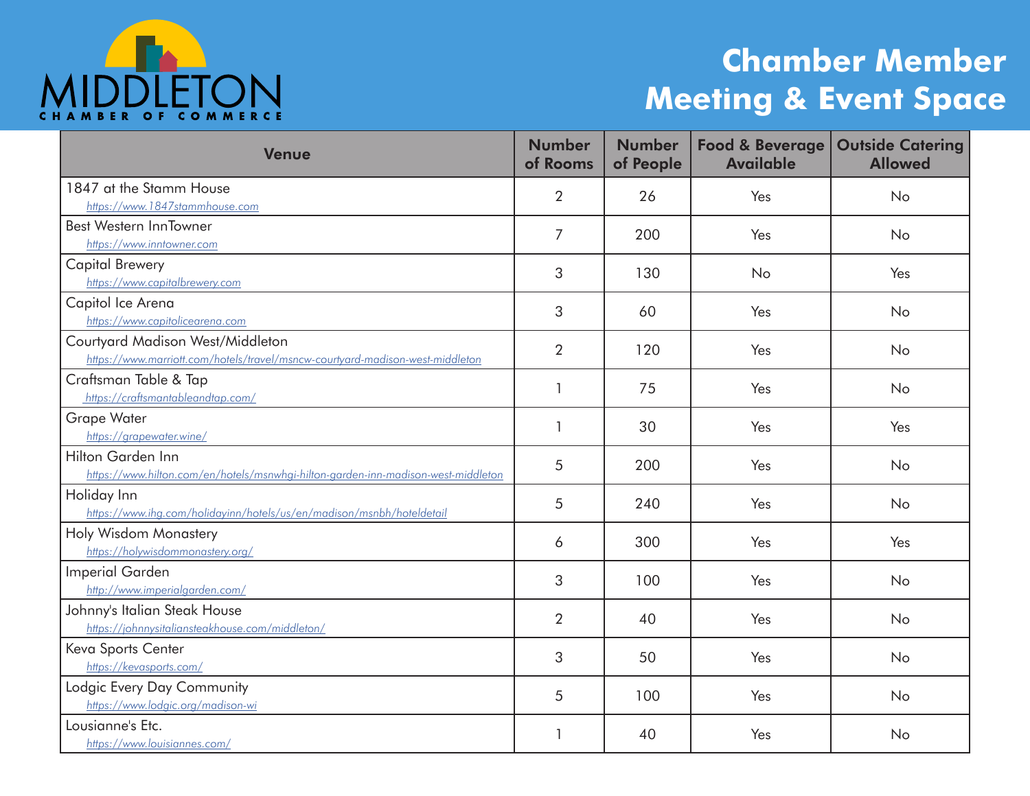# Chamber Member Meeting & Event Space

MIDDLETON CHAMBER OF COMMERCE

| Venue | Number of Rooms | Number of People | Food & Beverage Available | Outside Catering Allowed |
|---|---|---|---|---|
| 1847 at the Stamm House<br>https://www.1847stammhouse.com | 2 | 26 | Yes | No |
| Best Western InnTowner<br>https://www.inntowner.com | 7 | 200 | Yes | No |
| Capital Brewery<br>https://www.capitalbrewery.com | 3 | 130 | No | Yes |
| Capitol Ice Arena<br>https://www.capitolicearena.com | 3 | 60 | Yes | No |
| Courtyard Madison West/Middleton<br>https://www.marriott.com/hotels/travel/msncw-courtyard-madison-west-middleton | 2 | 120 | Yes | No |
| Craftsman Table & Tap<br>https://craftsmantableandtap.com/ | 1 | 75 | Yes | No |
| Grape Water<br>https://grapewater.wine/ | 1 | 30 | Yes | Yes |
| Hilton Garden Inn<br>https://www.hilton.com/en/hotels/msnwhgi-hilton-garden-inn-madison-west-middleton | 5 | 200 | Yes | No |
| Holiday Inn<br>https://www.ihg.com/holidayinn/hotels/us/en/madison/msnbh/hoteldetail | 5 | 240 | Yes | No |
| Holy Wisdom Monastery<br>https://holywisdommonastery.org/ | 6 | 300 | Yes | Yes |
| Imperial Garden<br>http://www.imperialgarden.com/ | 3 | 100 | Yes | No |
| Johnny's Italian Steak House<br>https://johnnysitaliansteakhouse.com/middleton/ | 2 | 40 | Yes | No |
| Keva Sports Center<br>https://kevasports.com/ | 3 | 50 | Yes | No |
| Lodgic Every Day Community<br>https://www.lodgic.org/madison-wi | 5 | 100 | Yes | No |
| Lousianne's Etc.<br>https://www.louisiannes.com/ | 1 | 40 | Yes | No |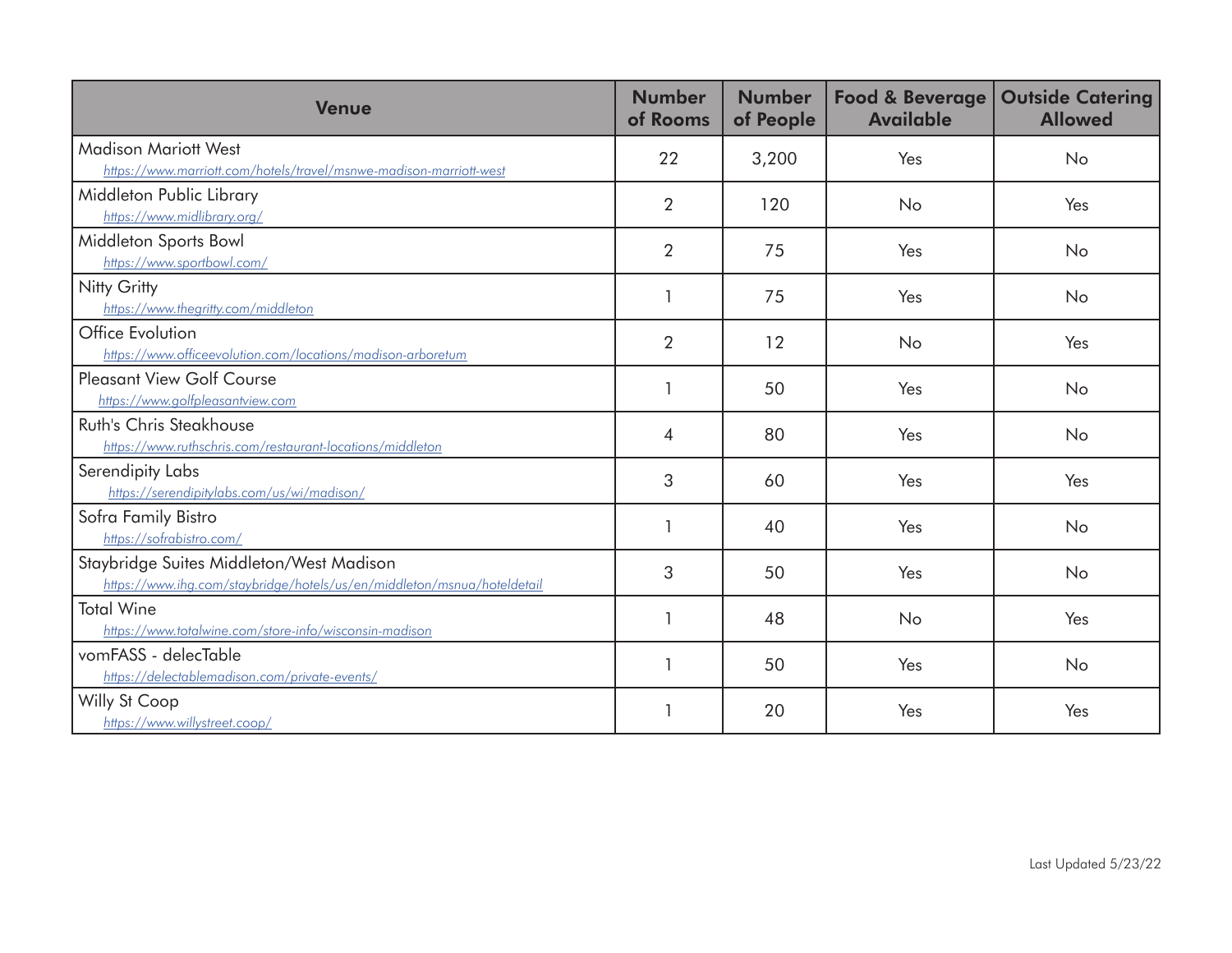| Venue | Number of Rooms | Number of People | Food & Beverage Available | Outside Catering Allowed |
| --- | --- | --- | --- | --- |
| Madison Mariott West<br>https://www.marriott.com/hotels/travel/msnwe-madison-marriott-west | 22 | 3,200 | Yes | No |
| Middleton Public Library<br>https://www.midlibrary.org/ | 2 | 120 | No | Yes |
| Middleton Sports Bowl<br>https://www.sportbowl.com/ | 2 | 75 | Yes | No |
| Nitty Gritty<br>https://www.thegritty.com/middleton | 1 | 75 | Yes | No |
| Office Evolution<br>https://www.officeevolution.com/locations/madison-arboretum | 2 | 12 | No | Yes |
| Pleasant View Golf Course<br>https://www.golfpleasantview.com | 1 | 50 | Yes | No |
| Ruth's Chris Steakhouse<br>https://www.ruthschris.com/restaurant-locations/middleton | 4 | 80 | Yes | No |
| Serendipity Labs<br>https://serendipitylabs.com/us/wi/madison/ | 3 | 60 | Yes | Yes |
| Sofra Family Bistro<br>https://sofrabistro.com/ | 1 | 40 | Yes | No |
| Staybridge Suites Middleton/West Madison<br>https://www.ihg.com/staybridge/hotels/us/en/middleton/msnua/hoteldetail | 3 | 50 | Yes | No |
| Total Wine<br>https://www.totalwine.com/store-info/wisconsin-madison | 1 | 48 | No | Yes |
| vomFASS - delecTable<br>https://delectablemadison.com/private-events/ | 1 | 50 | Yes | No |
| Willy St Coop<br>https://www.willystreet.coop/ | 1 | 20 | Yes | Yes |

Last Updated 5/23/22